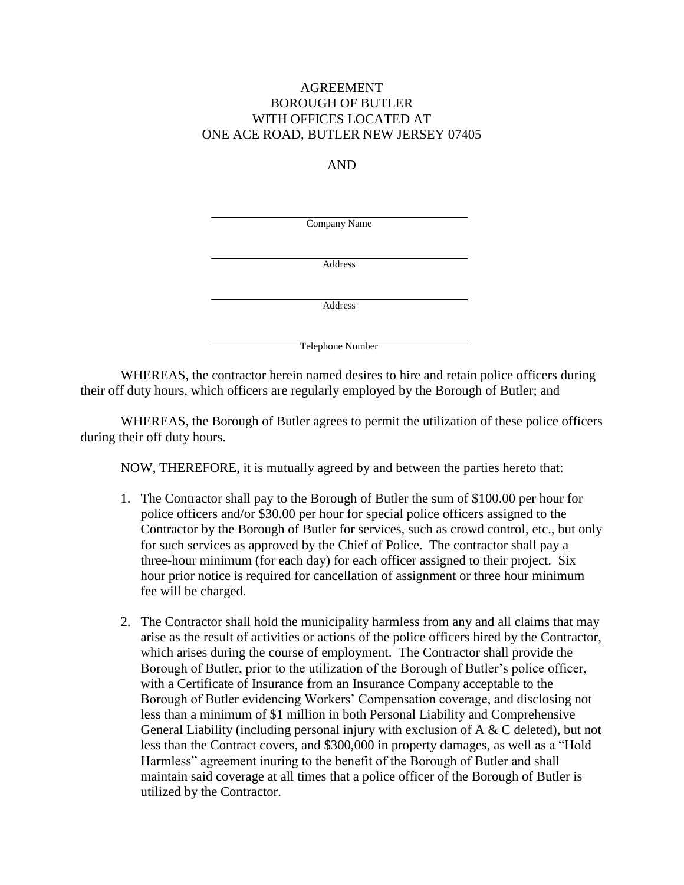AGREEMENT
BOROUGH OF BUTLER
WITH OFFICES LOCATED AT
ONE ACE ROAD, BUTLER NEW JERSEY 07405

AND

\_\_\_\_\_\_\_\_\_\_\_\_\_\_\_\_\_\_\_\_\_\_\_\_\_\_\_\_\_\_\_\_\_\_\_\_\_\_\_\_
Company Name

\_\_\_\_\_\_\_\_\_\_\_\_\_\_\_\_\_\_\_\_\_\_\_\_\_\_\_\_\_\_\_\_\_\_\_\_\_\_\_\_
Address

\_\_\_\_\_\_\_\_\_\_\_\_\_\_\_\_\_\_\_\_\_\_\_\_\_\_\_\_\_\_\_\_\_\_\_\_\_\_\_\_
Address

\_\_\_\_\_\_\_\_\_\_\_\_\_\_\_\_\_\_\_\_\_\_\_\_\_\_\_\_\_\_\_\_\_\_\_\_\_\_\_\_
Telephone Number

WHEREAS, the contractor herein named desires to hire and retain police officers during their off duty hours, which officers are regularly employed by the Borough of Butler; and

WHEREAS, the Borough of Butler agrees to permit the utilization of these police officers during their off duty hours.

NOW, THEREFORE, it is mutually agreed by and between the parties hereto that:

1. The Contractor shall pay to the Borough of Butler the sum of $100.00 per hour for police officers and/or $30.00 per hour for special police officers assigned to the Contractor by the Borough of Butler for services, such as crowd control, etc., but only for such services as approved by the Chief of Police. The contractor shall pay a three-hour minimum (for each day) for each officer assigned to their project. Six hour prior notice is required for cancellation of assignment or three hour minimum fee will be charged.

2. The Contractor shall hold the municipality harmless from any and all claims that may arise as the result of activities or actions of the police officers hired by the Contractor, which arises during the course of employment. The Contractor shall provide the Borough of Butler, prior to the utilization of the Borough of Butler's police officer, with a Certificate of Insurance from an Insurance Company acceptable to the Borough of Butler evidencing Workers' Compensation coverage, and disclosing not less than a minimum of $1 million in both Personal Liability and Comprehensive General Liability (including personal injury with exclusion of A & C deleted), but not less than the Contract covers, and $300,000 in property damages, as well as a "Hold Harmless" agreement inuring to the benefit of the Borough of Butler and shall maintain said coverage at all times that a police officer of the Borough of Butler is utilized by the Contractor.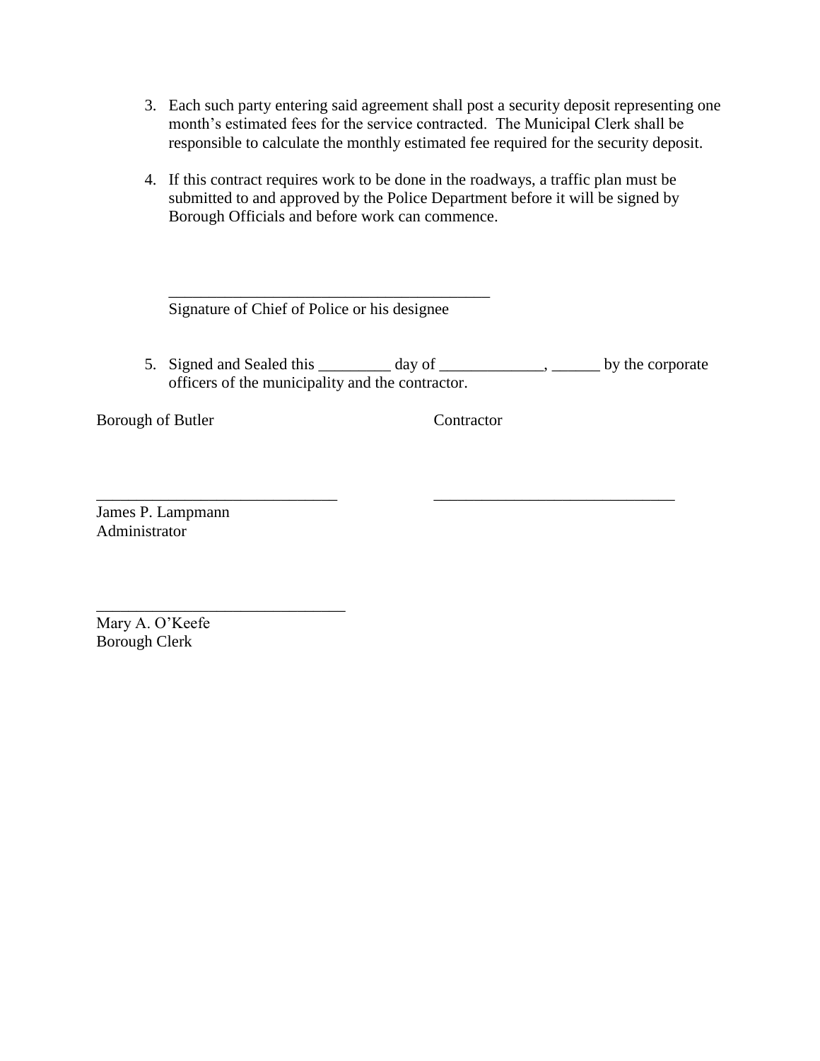3. Each such party entering said agreement shall post a security deposit representing one month's estimated fees for the service contracted. The Municipal Clerk shall be responsible to calculate the monthly estimated fee required for the security deposit.

4. If this contract requires work to be done in the roadways, a traffic plan must be submitted to and approved by the Police Department before it will be signed by Borough Officials and before work can commence.

_________________________________________
Signature of Chief of Police or his designee

5. Signed and Sealed this _________ day of _____________, ______ by the corporate officers of the municipality and the contractor.

Borough of Butler

______________________________
James P. Lampmann
Administrator

______________________________
Mary A. O'Keefe
Borough Clerk

Contractor

______________________________